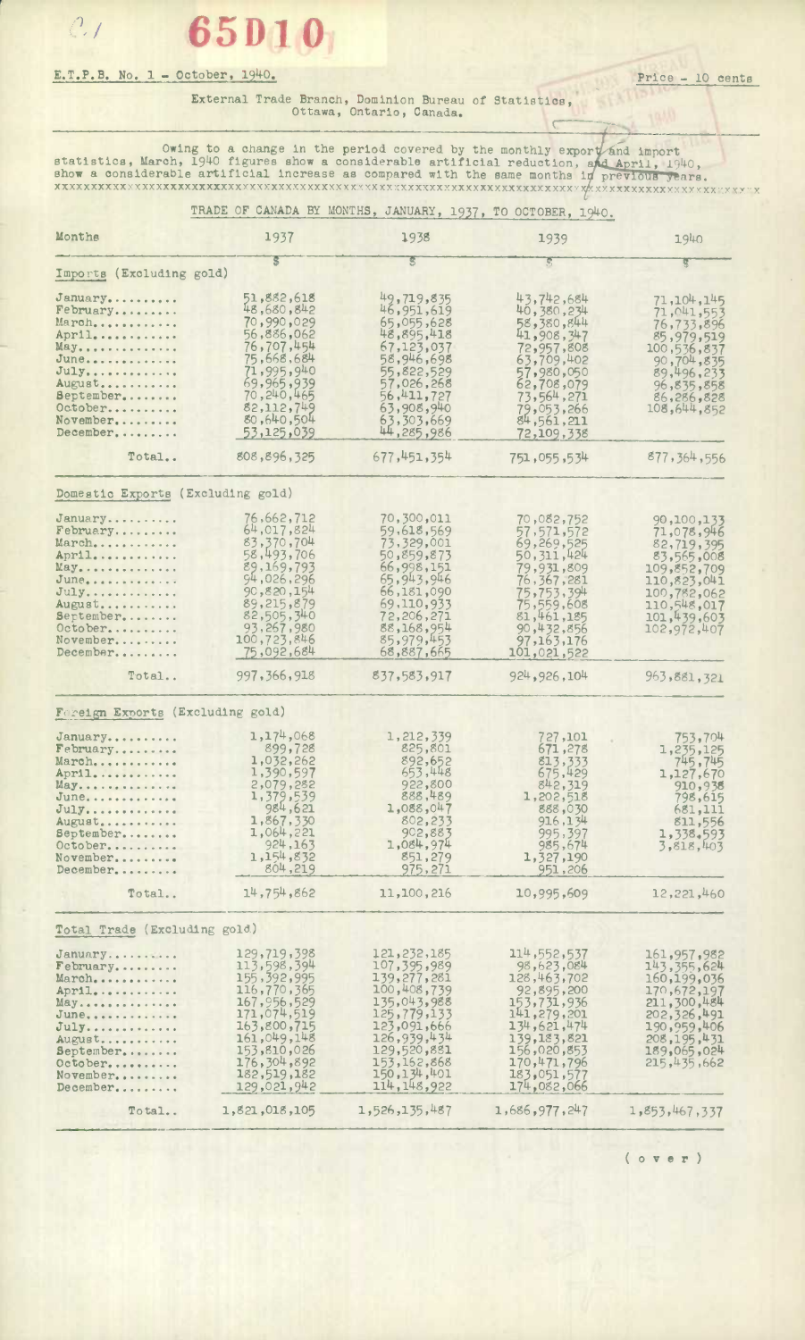65D10

E.T.P.B. No. 1 - October, 1940.

Price - 10 cents

External Trade Branch, Dominion Bureau of Statistics,
Ottawa, Ontario, Canada.

Owing to a change in the period covered by the monthly export and import statistics, March, 1940 figures show a considerable artificial reduction, and April, 1940, show a considerable artificial increase as compared with the same months in previous years.

## TRADE OF CANADA BY MONTHS, JANUARY, 1937, TO OCTOBER, 1940.

| Months | 1937 | 1938 | 1939 | 1940 |
|---|---|---|---|---|
| | $ | $ | $ | $ |
| **Imports (Excluding gold)** | | | | |
| January | 51,882,618 | 49,719,835 | 43,742,684 | 71,104,145 |
| February | 48,680,842 | 46,951,619 | 40,380,234 | 71,041,553 |
| March | 70,990,029 | 65,055,628 | 58,380,844 | 76,733,896 |
| April | 56,886,062 | 48,895,418 | 41,908,347 | 85,979,519 |
| May | 76,707,454 | 67,123,037 | 72,957,808 | 100,536,837 |
| June | 75,668,684 | 58,946,698 | 63,709,402 | 90,704,835 |
| July | 71,995,940 | 55,822,529 | 57,980,050 | 89,496,233 |
| August | 69,965,939 | 57,026,268 | 62,708,079 | 96,835,858 |
| September | 70,240,465 | 56,411,727 | 73,564,271 | 86,286,828 |
| October | 82,112,749 | 63,908,940 | 79,053,266 | 108,644,852 |
| November | 80,640,504 | 63,303,669 | 84,561,211 | |
| December | 53,125,039 | 44,285,986 | 72,109,338 | |
| Total.. | 808,896,325 | 677,451,354 | 751,055,534 | 877,364,556 |
| **Domestic Exports (Excluding gold)** | | | | |
| January | 76,662,712 | 70,300,011 | 70,082,752 | 90,100,133 |
| February | 64,017,824 | 59,618,569 | 57,571,572 | 71,078,946 |
| March | 83,370,704 | 73,329,001 | 69,269,525 | 82,719,395 |
| April | 58,493,706 | 50,859,873 | 50,311,424 | 83,565,008 |
| May | 89,169,793 | 66,998,151 | 79,931,809 | 109,852,709 |
| June | 94,026,296 | 65,943,946 | 76,367,281 | 110,823,041 |
| July | 90,820,154 | 66,181,090 | 75,753,394 | 100,782,062 |
| August | 89,215,879 | 69,110,933 | 75,559,608 | 110,548,017 |
| September | 82,505,340 | 72,206,271 | 81,461,185 | 101,439,603 |
| October | 93,267,980 | 88,168,954 | 90,432,856 | 102,972,407 |
| November | 100,723,846 | 85,979,453 | 97,163,176 | |
| December | 75,092,684 | 68,887,665 | 101,021,522 | |
| Total.. | 997,366,918 | 837,583,917 | 924,926,104 | 963,881,321 |
| **Foreign Exports (Excluding gold)** | | | | |
| January | 1,174,068 | 1,212,339 | 727,101 | 753,704 |
| February | 899,728 | 825,801 | 671,278 | 1,235,125 |
| March | 1,032,262 | 892,652 | 813,333 | 745,745 |
| April | 1,390,597 | 653,448 | 675,429 | 1,127,670 |
| May | 2,079,282 | 922,800 | 842,319 | 910,938 |
| June | 1,379,539 | 888,489 | 1,202,518 | 798,615 |
| July | 984,621 | 1,088,047 | 888,030 | 681,111 |
| August | 1,867,330 | 802,233 | 916,134 | 811,556 |
| September | 1,064,221 | 902,883 | 995,397 | 1,338,593 |
| October | 924,163 | 1,084,974 | 985,674 | 3,818,403 |
| November | 1,154,832 | 851,279 | 1,327,190 | |
| December | 804,219 | 975,271 | 951,206 | |
| Total.. | 14,754,862 | 11,100,216 | 10,995,609 | 12,221,460 |
| **Total Trade (Excluding gold)** | | | | |
| January | 129,719,398 | 121,232,185 | 114,552,537 | 161,957,982 |
| February | 113,598,394 | 107,395,989 | 98,623,084 | 143,355,624 |
| March | 155,392,995 | 139,277,281 | 128,463,702 | 160,199,036 |
| April | 116,770,365 | 100,408,739 | 92,895,200 | 170,672,197 |
| May | 167,956,529 | 135,043,988 | 153,731,936 | 211,300,484 |
| June | 171,074,519 | 125,779,133 | 141,279,201 | 202,326,491 |
| July | 163,800,715 | 123,091,666 | 134,621,474 | 190,959,406 |
| August | 161,049,148 | 126,939,434 | 139,183,821 | 208,195,431 |
| September | 153,810,026 | 129,520,881 | 156,020,853 | 189,065,024 |
| October | 176,304,892 | 153,162,868 | 170,471,796 | 215,435,662 |
| November | 182,519,182 | 150,134,401 | 183,051,577 | |
| December | 129,021,942 | 114,148,922 | 174,082,066 | |
| Total.. | 1,821,018,105 | 1,526,135,487 | 1,686,977,247 | 1,853,467,337 |

(over)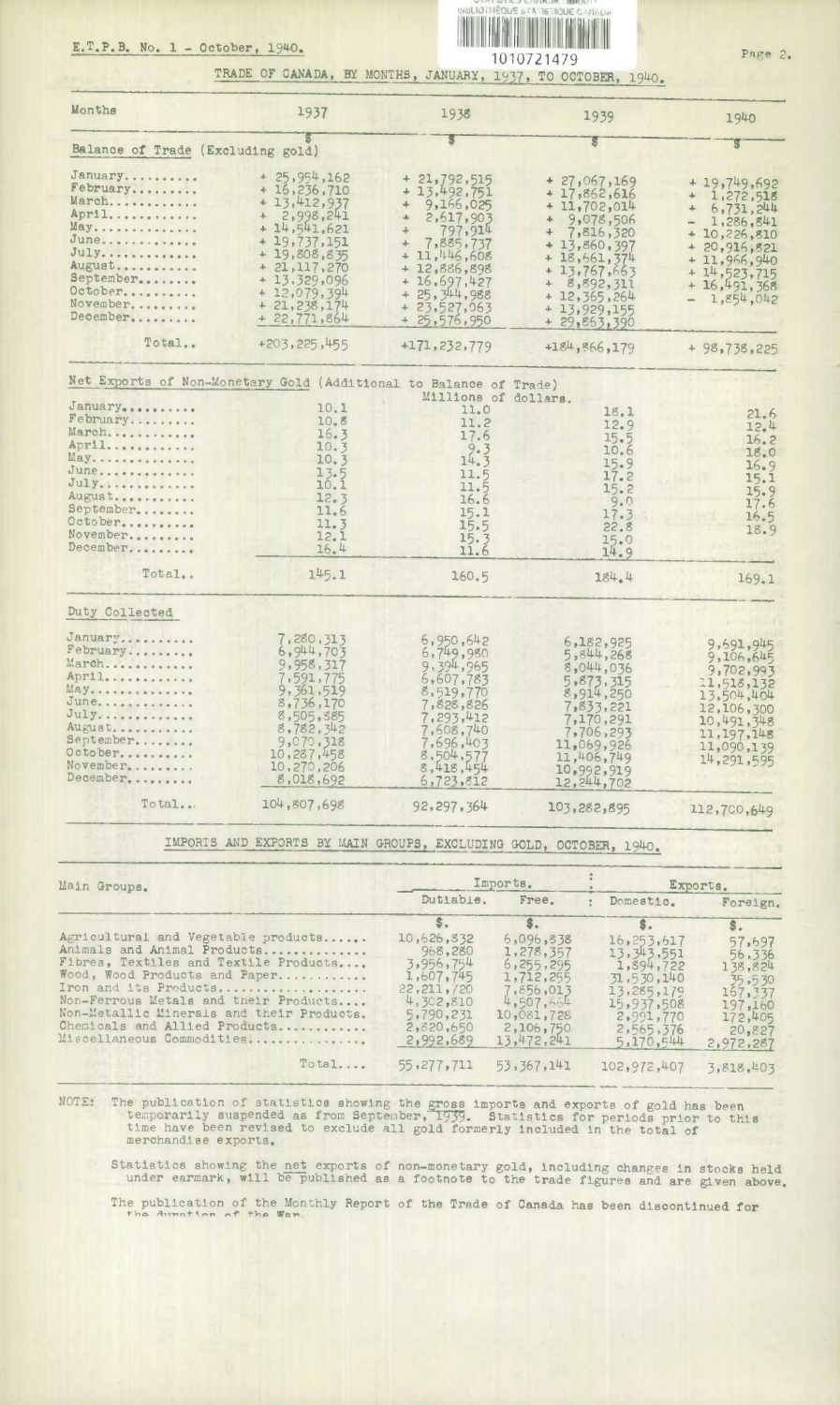E.T.P.B. No. 1 - October, 1940.

## TRADE OF CANADA, BY MONTHS, JANUARY, 1937, TO OCTOBER, 1940.

| Months | 1937 | 1938 | 1939 | 1940 |
|---|---|---|---|---|
| | $ | $ | $ | $ |
| **Balance of Trade (Excluding gold)** | | | | |
| January | + 25,954,162 | + 21,792,515 | + 27,067,169 | + 19,749,692 |
| February | + 16,236,710 | + 13,492,751 | + 17,862,616 | + 1,272,518 |
| March | + 13,412,937 | + 9,166,025 | + 11,702,014 | + 6,731,244 |
| April | + 2,998,241 | + 2,617,903 | + 9,078,506 | - 1,286,841 |
| May | + 14,541,621 | + 797,914 | + 7,816,320 | + 10,226,810 |
| June | + 19,737,151 | + 7,885,737 | + 13,860,397 | + 20,916,821 |
| July | + 19,808,835 | + 11,446,608 | + 18,661,374 | + 11,966,940 |
| August | + 21,117,270 | + 12,886,898 | + 13,767,663 | + 14,523,715 |
| September | + 13,329,096 | + 16,697,427 | + 8,892,311 | + 16,491,368 |
| October | + 12,079,394 | + 25,344,988 | + 12,365,264 | - 1,854,042 |
| November | + 21,238,174 | + 23,527,063 | + 13,929,155 | |
| December | + 22,771,864 | + 25,576,950 | + 29,863,390 | |
| Total.. | +203,225,455 | +171,232,779 | +184,866,179 | + 98,738,225 |
| **Net Exports of Non-Monetary Gold (Additional to Balance of Trade)** | | Millions of dollars. | | |
| January | 10.1 | 11.0 | 18.1 | 21.6 |
| February | 10.8 | 11.2 | 12.9 | 12.4 |
| March | 16.3 | 17.6 | 15.5 | 16.2 |
| April | 10.3 | 9.3 | 10.6 | 18.0 |
| May | 10.3 | 14.3 | 15.9 | 16.9 |
| June | 13.5 | 11.5 | 17.2 | 15.1 |
| July | 10.1 | 11.5 | 15.2 | 15.9 |
| August | 12.3 | 16.6 | 9.0 | 17.6 |
| September | 11.6 | 15.1 | 17.3 | 16.5 |
| October | 11.3 | 15.5 | 22.8 | 18.9 |
| November | 12.1 | 15.3 | 15.0 | |
| December | 16.4 | 11.6 | 14.9 | |
| Total.. | 145.1 | 160.5 | 184.4 | 169.1 |
| **Duty Collected** | | | | |
| January | 7,280,313 | 6,950,642 | 6,182,925 | 9,691,945 |
| February | 6,944,703 | 6,749,980 | 5,844,268 | 9,106,645 |
| March | 9,958,317 | 9,394,965 | 8,044,036 | 9,702,993 |
| April | 7,591,775 | 6,607,783 | 5,873,315 | 11,518,132 |
| May | 9,361,519 | 8,519,770 | 8,914,250 | 13,504,404 |
| June | 8,736,170 | 7,828,826 | 7,833,221 | 12,106,300 |
| July | 8,505,885 | 7,293,412 | 7,170,291 | 10,491,348 |
| August | 8,782,342 | 7,608,740 | 7,706,293 | 11,197,148 |
| September | 9,070,318 | 7,696,403 | 11,069,926 | 11,090,139 |
| October | 10,287,458 | 8,504,577 | 11,406,749 | 14,291,595 |
| November | 10,270,206 | 8,418,454 | 10,992,919 | |
| December | 8,018,692 | 6,723,812 | 12,244,702 | |
| Total... | 104,807,698 | 92,297,364 | 103,282,895 | 112,700,649 |

## IMPORTS AND EXPORTS BY MAIN GROUPS, EXCLUDING GOLD, OCTOBER, 1940.

| Main Groups. | Imports. | | Exports. | |
|---|---|---|---|---|
| | Dutiable. | Free. | Domestic. | Foreign. |
| | $. | $. | $. | $. |
| Agricultural and Vegetable products | 10,626,832 | 6,096,838 | 16,253,617 | 57,697 |
| Animals and Animal Products | 968,280 | 1,278,357 | 13,343,551 | 56,336 |
| Fibres, Textiles and Textile Products | 3,956,754 | 6,255,295 | 1,894,722 | 138,824 |
| Wood, Wood Products and Paper | 1,607,745 | 1,712,255 | 31,530,140 | 35,530 |
| Iron and its Products | 22,211,720 | 7,656,013 | 13,285,179 | 167,337 |
| Non-Ferrous Metals and their Products | 4,302,810 | 4,507,664 | 15,937,508 | 197,160 |
| Non-Metallic Minerals and their Products | 5,790,231 | 10,081,728 | 2,991,770 | 172,405 |
| Chemicals and Allied Products | 2,820,650 | 2,106,750 | 2,565,376 | 20,827 |
| Miscellaneous Commodities | 2,992,689 | 13,472,241 | 5,170,544 | 2,972,287 |
| Total.... | 55,277,711 | 53,367,141 | 102,972,407 | 3,818,403 |

NOTE: The publication of statistics showing the gross imports and exports of gold has been temporarily suspended as from September, 1939. Statistics for periods prior to this time have been revised to exclude all gold formerly included in the total of merchandise exports.

Statistics showing the net exports of non-monetary gold, including changes in stocks held under earmark, will be published as a footnote to the trade figures and are given above.

The publication of the Monthly Report of the Trade of Canada has been discontinued for the duration of the War.